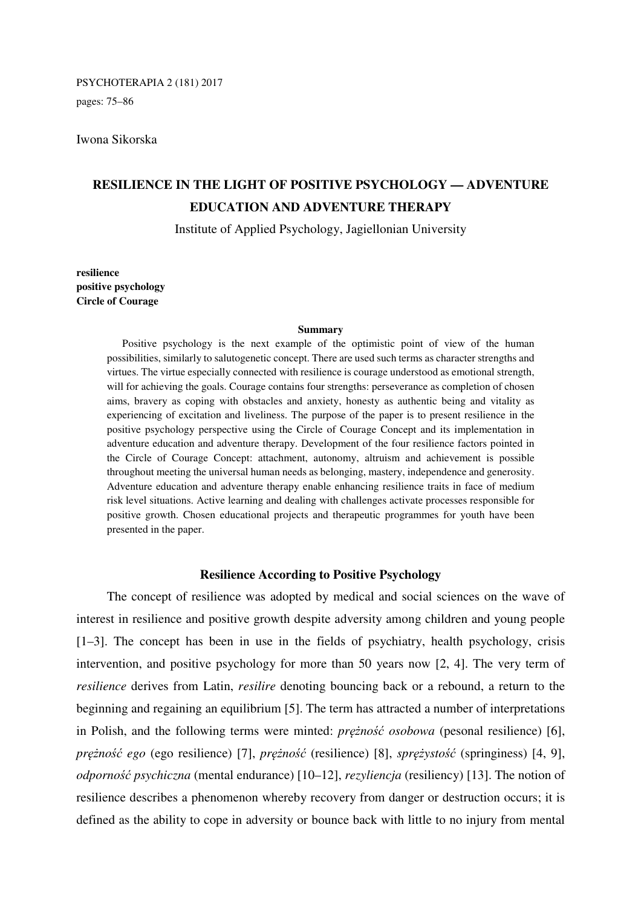PSYCHOTERAPIA 2 (181) 2017

pages: 75–86

Iwona Sikorska

# RESILIENCE IN THE LIGHT OF POSITIVE PSYCHOLOGY — ADVENTURE EDUCATION AND ADVENTURE THERAPY

Institute of Applied Psychology, Jagiellonian University

**resilience**
**positive psychology**
**Circle of Courage**

**Summary**

Positive psychology is the next example of the optimistic point of view of the human possibilities, similarly to salutogenetic concept. There are used such terms as character strengths and virtues. The virtue especially connected with resilience is courage understood as emotional strength, will for achieving the goals. Courage contains four strengths: perseverance as completion of chosen aims, bravery as coping with obstacles and anxiety, honesty as authentic being and vitality as experiencing of excitation and liveliness. The purpose of the paper is to present resilience in the positive psychology perspective using the Circle of Courage Concept and its implementation in adventure education and adventure therapy. Development of the four resilience factors pointed in the Circle of Courage Concept: attachment, autonomy, altruism and achievement is possible throughout meeting the universal human needs as belonging, mastery, independence and generosity. Adventure education and adventure therapy enable enhancing resilience traits in face of medium risk level situations. Active learning and dealing with challenges activate processes responsible for positive growth. Chosen educational projects and therapeutic programmes for youth have been presented in the paper.

## Resilience According to Positive Psychology

The concept of resilience was adopted by medical and social sciences on the wave of interest in resilience and positive growth despite adversity among children and young people [1–3]. The concept has been in use in the fields of psychiatry, health psychology, crisis intervention, and positive psychology for more than 50 years now [2, 4]. The very term of *resilience* derives from Latin, *resilire* denoting bouncing back or a rebound, a return to the beginning and regaining an equilibrium [5]. The term has attracted a number of interpretations in Polish, and the following terms were minted: *prężność osobowa* (pesonal resilience) [6], *prężność ego* (ego resilience) [7], *prężność* (resilience) [8], *sprężystość* (springiness) [4, 9], *odporność psychiczna* (mental endurance) [10–12], *rezyliencja* (resiliency) [13]. The notion of resilience describes a phenomenon whereby recovery from danger or destruction occurs; it is defined as the ability to cope in adversity or bounce back with little to no injury from mental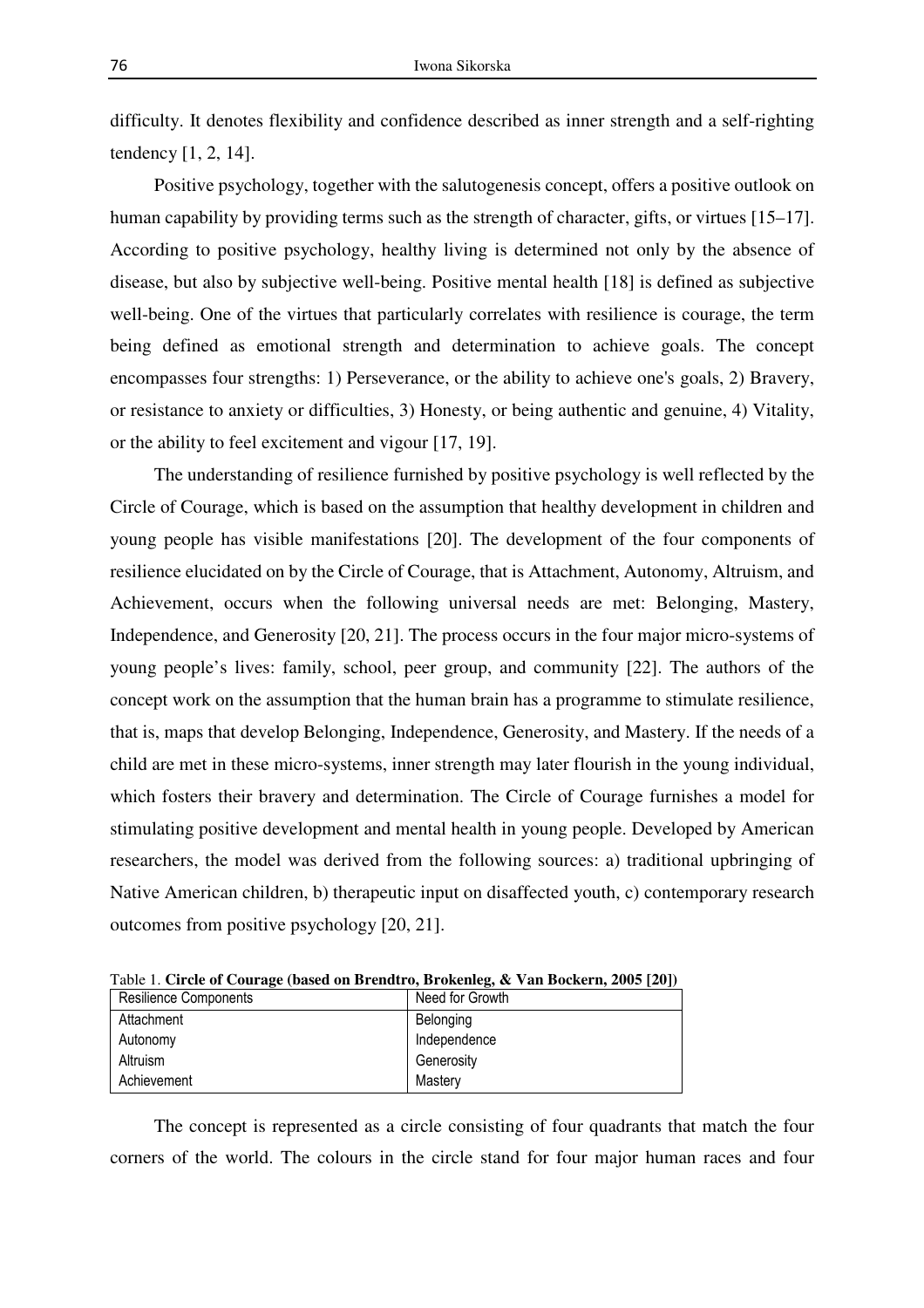difficulty. It denotes flexibility and confidence described as inner strength and a self-righting tendency [1, 2, 14].

Positive psychology, together with the salutogenesis concept, offers a positive outlook on human capability by providing terms such as the strength of character, gifts, or virtues [15–17]. According to positive psychology, healthy living is determined not only by the absence of disease, but also by subjective well-being. Positive mental health [18] is defined as subjective well-being. One of the virtues that particularly correlates with resilience is courage, the term being defined as emotional strength and determination to achieve goals. The concept encompasses four strengths: 1) Perseverance, or the ability to achieve one's goals, 2) Bravery, or resistance to anxiety or difficulties, 3) Honesty, or being authentic and genuine, 4) Vitality, or the ability to feel excitement and vigour [17, 19].

The understanding of resilience furnished by positive psychology is well reflected by the Circle of Courage, which is based on the assumption that healthy development in children and young people has visible manifestations [20]. The development of the four components of resilience elucidated on by the Circle of Courage, that is Attachment, Autonomy, Altruism, and Achievement, occurs when the following universal needs are met: Belonging, Mastery, Independence, and Generosity [20, 21]. The process occurs in the four major micro-systems of young people's lives: family, school, peer group, and community [22]. The authors of the concept work on the assumption that the human brain has a programme to stimulate resilience, that is, maps that develop Belonging, Independence, Generosity, and Mastery. If the needs of a child are met in these micro-systems, inner strength may later flourish in the young individual, which fosters their bravery and determination. The Circle of Courage furnishes a model for stimulating positive development and mental health in young people. Developed by American researchers, the model was derived from the following sources: a) traditional upbringing of Native American children, b) therapeutic input on disaffected youth, c) contemporary research outcomes from positive psychology [20, 21].

Table 1. **Circle of Courage (based on Brendtro, Brokenleg, & Van Bockern, 2005 [20])**

| Resilience Components | Need for Growth |
|---|---|
| Attachment | Belonging |
| Autonomy | Independence |
| Altruism | Generosity |
| Achievement | Mastery |

The concept is represented as a circle consisting of four quadrants that match the four corners of the world. The colours in the circle stand for four major human races and four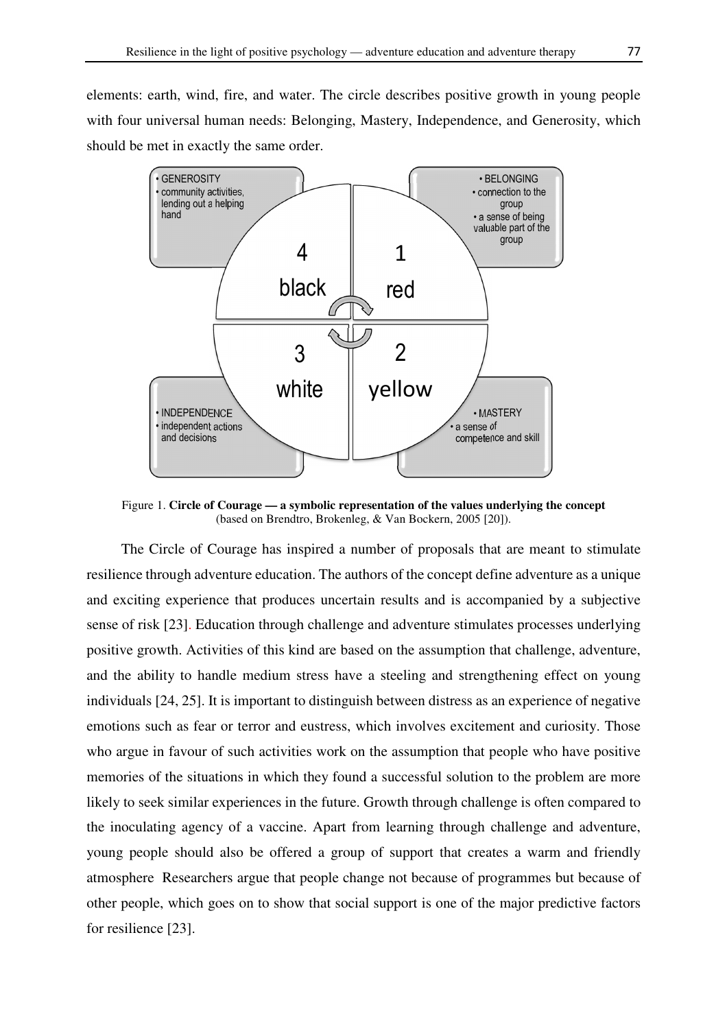elements: earth, wind, fire, and water. The circle describes positive growth in young people with four universal human needs: Belonging, Mastery, Independence, and Generosity, which should be met in exactly the same order.

Figure 1. **Circle of Courage — a symbolic representation of the values underlying the concept** (based on Brendtro, Brokenleg, & Van Bockern, 2005 [20]).

The Circle of Courage has inspired a number of proposals that are meant to stimulate resilience through adventure education. The authors of the concept define adventure as a unique and exciting experience that produces uncertain results and is accompanied by a subjective sense of risk [23]. Education through challenge and adventure stimulates processes underlying positive growth. Activities of this kind are based on the assumption that challenge, adventure, and the ability to handle medium stress have a steeling and strengthening effect on young individuals [24, 25]. It is important to distinguish between distress as an experience of negative emotions such as fear or terror and eustress, which involves excitement and curiosity. Those who argue in favour of such activities work on the assumption that people who have positive memories of the situations in which they found a successful solution to the problem are more likely to seek similar experiences in the future. Growth through challenge is often compared to the inoculating agency of a vaccine. Apart from learning through challenge and adventure, young people should also be offered a group of support that creates a warm and friendly atmosphere Researchers argue that people change not because of programmes but because of other people, which goes on to show that social support is one of the major predictive factors for resilience [23].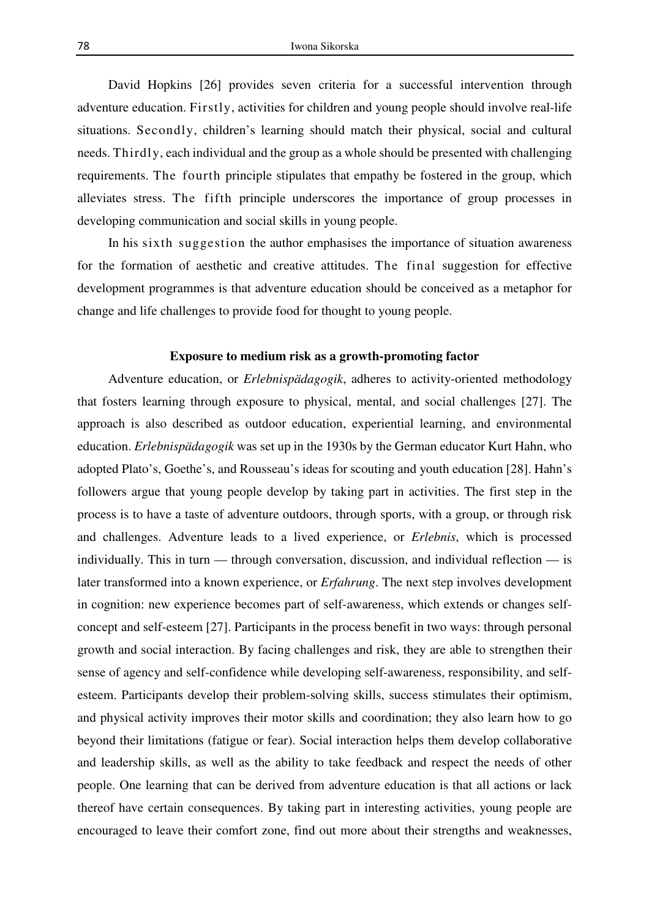David Hopkins [26] provides seven criteria for a successful intervention through adventure education. Firstly, activities for children and young people should involve real-life situations. Secondly, children's learning should match their physical, social and cultural needs. Thirdly, each individual and the group as a whole should be presented with challenging requirements. The fourth principle stipulates that empathy be fostered in the group, which alleviates stress. The fifth principle underscores the importance of group processes in developing communication and social skills in young people.

In his sixth suggestion the author emphasises the importance of situation awareness for the formation of aesthetic and creative attitudes. The final suggestion for effective development programmes is that adventure education should be conceived as a metaphor for change and life challenges to provide food for thought to young people.

### Exposure to medium risk as a growth-promoting factor

Adventure education, or *Erlebnispädagogik*, adheres to activity-oriented methodology that fosters learning through exposure to physical, mental, and social challenges [27]. The approach is also described as outdoor education, experiential learning, and environmental education. *Erlebnispädagogik* was set up in the 1930s by the German educator Kurt Hahn, who adopted Plato's, Goethe's, and Rousseau's ideas for scouting and youth education [28]. Hahn's followers argue that young people develop by taking part in activities. The first step in the process is to have a taste of adventure outdoors, through sports, with a group, or through risk and challenges. Adventure leads to a lived experience, or *Erlebnis*, which is processed individually. This in turn — through conversation, discussion, and individual reflection — is later transformed into a known experience, or *Erfahrung*. The next step involves development in cognition: new experience becomes part of self-awareness, which extends or changes self-concept and self-esteem [27]. Participants in the process benefit in two ways: through personal growth and social interaction. By facing challenges and risk, they are able to strengthen their sense of agency and self-confidence while developing self-awareness, responsibility, and self-esteem. Participants develop their problem-solving skills, success stimulates their optimism, and physical activity improves their motor skills and coordination; they also learn how to go beyond their limitations (fatigue or fear). Social interaction helps them develop collaborative and leadership skills, as well as the ability to take feedback and respect the needs of other people. One learning that can be derived from adventure education is that all actions or lack thereof have certain consequences. By taking part in interesting activities, young people are encouraged to leave their comfort zone, find out more about their strengths and weaknesses,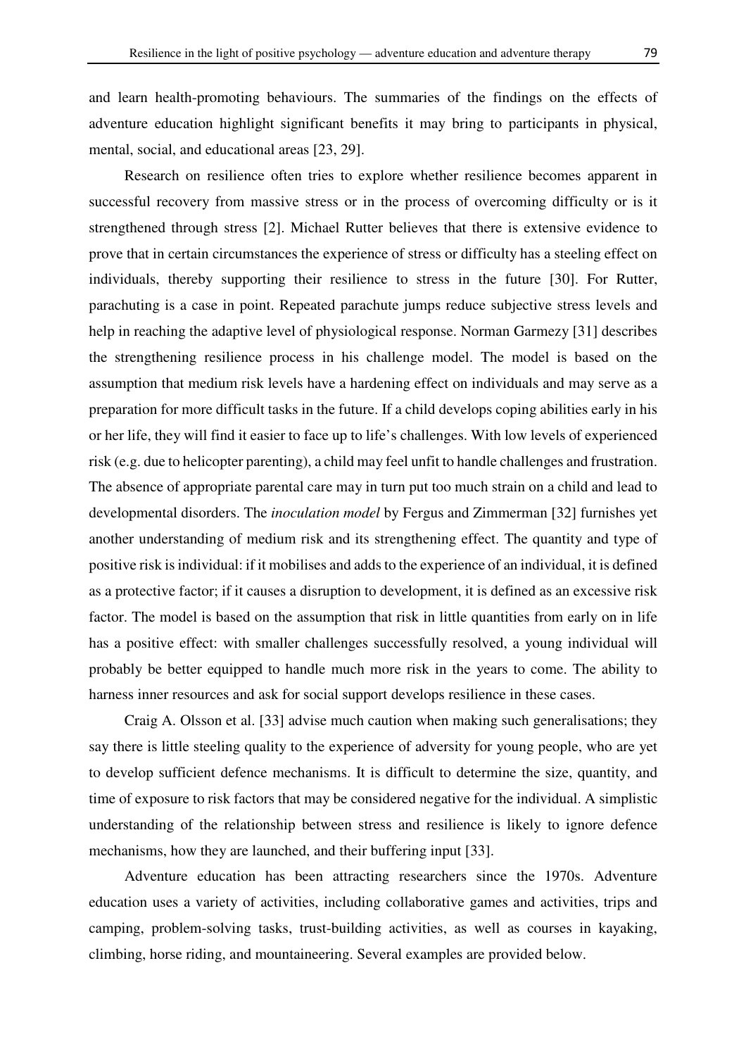and learn health-promoting behaviours. The summaries of the findings on the effects of adventure education highlight significant benefits it may bring to participants in physical, mental, social, and educational areas [23, 29].

Research on resilience often tries to explore whether resilience becomes apparent in successful recovery from massive stress or in the process of overcoming difficulty or is it strengthened through stress [2]. Michael Rutter believes that there is extensive evidence to prove that in certain circumstances the experience of stress or difficulty has a steeling effect on individuals, thereby supporting their resilience to stress in the future [30]. For Rutter, parachuting is a case in point. Repeated parachute jumps reduce subjective stress levels and help in reaching the adaptive level of physiological response. Norman Garmezy [31] describes the strengthening resilience process in his challenge model. The model is based on the assumption that medium risk levels have a hardening effect on individuals and may serve as a preparation for more difficult tasks in the future. If a child develops coping abilities early in his or her life, they will find it easier to face up to life's challenges. With low levels of experienced risk (e.g. due to helicopter parenting), a child may feel unfit to handle challenges and frustration. The absence of appropriate parental care may in turn put too much strain on a child and lead to developmental disorders. The *inoculation model* by Fergus and Zimmerman [32] furnishes yet another understanding of medium risk and its strengthening effect. The quantity and type of positive risk is individual: if it mobilises and adds to the experience of an individual, it is defined as a protective factor; if it causes a disruption to development, it is defined as an excessive risk factor. The model is based on the assumption that risk in little quantities from early on in life has a positive effect: with smaller challenges successfully resolved, a young individual will probably be better equipped to handle much more risk in the years to come. The ability to harness inner resources and ask for social support develops resilience in these cases.

Craig A. Olsson et al. [33] advise much caution when making such generalisations; they say there is little steeling quality to the experience of adversity for young people, who are yet to develop sufficient defence mechanisms. It is difficult to determine the size, quantity, and time of exposure to risk factors that may be considered negative for the individual. A simplistic understanding of the relationship between stress and resilience is likely to ignore defence mechanisms, how they are launched, and their buffering input [33].

Adventure education has been attracting researchers since the 1970s. Adventure education uses a variety of activities, including collaborative games and activities, trips and camping, problem-solving tasks, trust-building activities, as well as courses in kayaking, climbing, horse riding, and mountaineering. Several examples are provided below.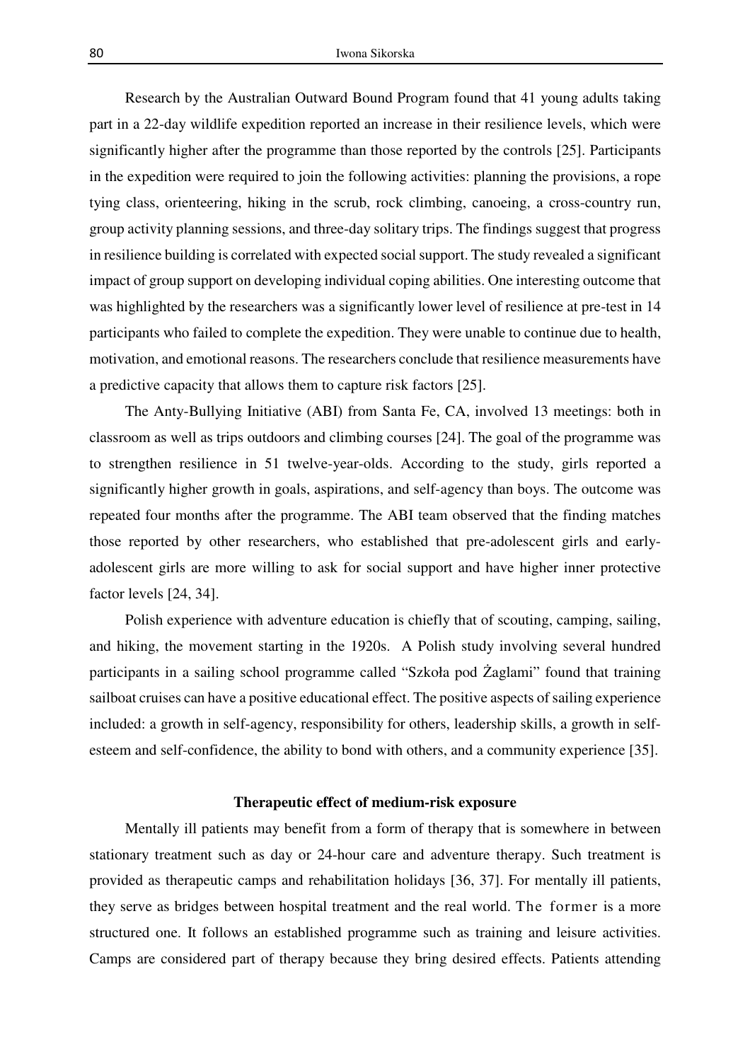Research by the Australian Outward Bound Program found that 41 young adults taking part in a 22-day wildlife expedition reported an increase in their resilience levels, which were significantly higher after the programme than those reported by the controls [25]. Participants in the expedition were required to join the following activities: planning the provisions, a rope tying class, orienteering, hiking in the scrub, rock climbing, canoeing, a cross-country run, group activity planning sessions, and three-day solitary trips. The findings suggest that progress in resilience building is correlated with expected social support. The study revealed a significant impact of group support on developing individual coping abilities. One interesting outcome that was highlighted by the researchers was a significantly lower level of resilience at pre-test in 14 participants who failed to complete the expedition. They were unable to continue due to health, motivation, and emotional reasons. The researchers conclude that resilience measurements have a predictive capacity that allows them to capture risk factors [25].

The Anty-Bullying Initiative (ABI) from Santa Fe, CA, involved 13 meetings: both in classroom as well as trips outdoors and climbing courses [24]. The goal of the programme was to strengthen resilience in 51 twelve-year-olds. According to the study, girls reported a significantly higher growth in goals, aspirations, and self-agency than boys. The outcome was repeated four months after the programme. The ABI team observed that the finding matches those reported by other researchers, who established that pre-adolescent girls and early-adolescent girls are more willing to ask for social support and have higher inner protective factor levels [24, 34].

Polish experience with adventure education is chiefly that of scouting, camping, sailing, and hiking, the movement starting in the 1920s. A Polish study involving several hundred participants in a sailing school programme called "Szkoła pod Żaglami" found that training sailboat cruises can have a positive educational effect. The positive aspects of sailing experience included: a growth in self-agency, responsibility for others, leadership skills, a growth in self-esteem and self-confidence, the ability to bond with others, and a community experience [35].

## Therapeutic effect of medium-risk exposure

Mentally ill patients may benefit from a form of therapy that is somewhere in between stationary treatment such as day or 24-hour care and adventure therapy. Such treatment is provided as therapeutic camps and rehabilitation holidays [36, 37]. For mentally ill patients, they serve as bridges between hospital treatment and the real world. The former is a more structured one. It follows an established programme such as training and leisure activities. Camps are considered part of therapy because they bring desired effects. Patients attending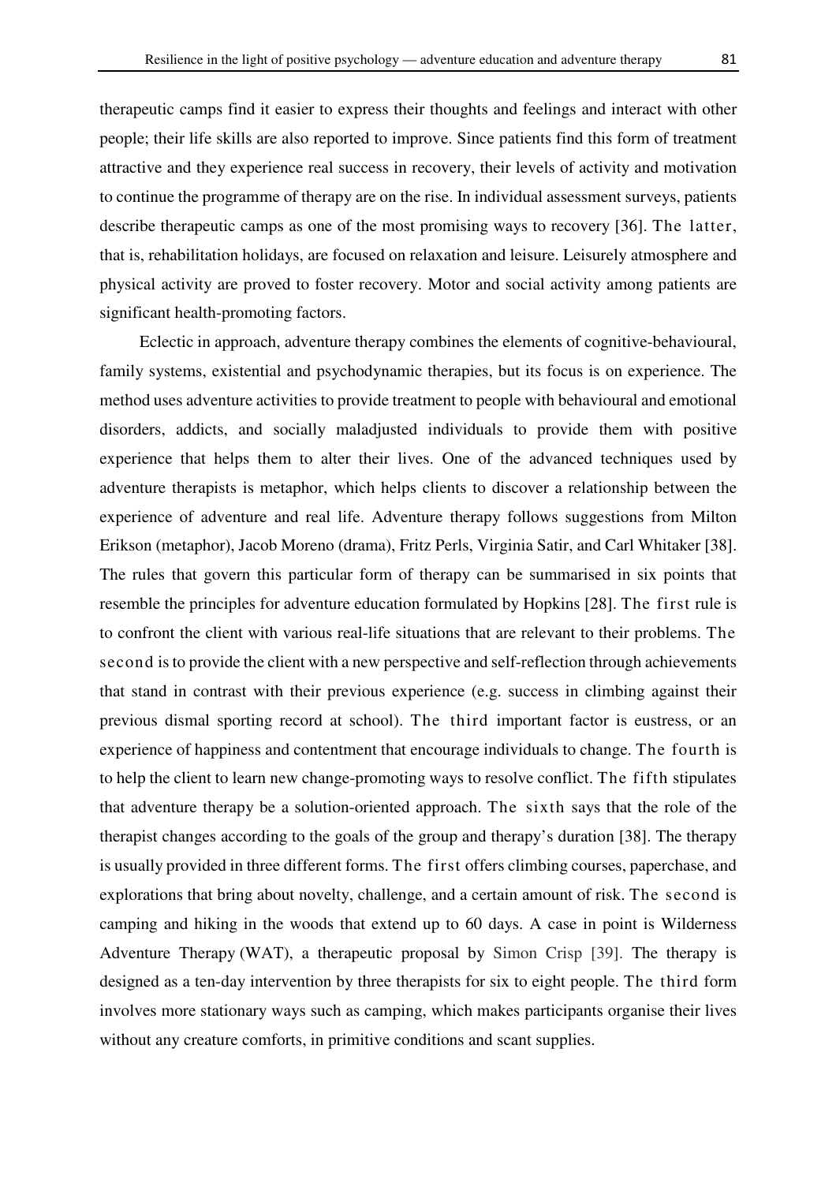therapeutic camps find it easier to express their thoughts and feelings and interact with other people; their life skills are also reported to improve. Since patients find this form of treatment attractive and they experience real success in recovery, their levels of activity and motivation to continue the programme of therapy are on the rise. In individual assessment surveys, patients describe therapeutic camps as one of the most promising ways to recovery [36]. The latter, that is, rehabilitation holidays, are focused on relaxation and leisure. Leisurely atmosphere and physical activity are proved to foster recovery. Motor and social activity among patients are significant health-promoting factors.

Eclectic in approach, adventure therapy combines the elements of cognitive-behavioural, family systems, existential and psychodynamic therapies, but its focus is on experience. The method uses adventure activities to provide treatment to people with behavioural and emotional disorders, addicts, and socially maladjusted individuals to provide them with positive experience that helps them to alter their lives. One of the advanced techniques used by adventure therapists is metaphor, which helps clients to discover a relationship between the experience of adventure and real life. Adventure therapy follows suggestions from Milton Erikson (metaphor), Jacob Moreno (drama), Fritz Perls, Virginia Satir, and Carl Whitaker [38]. The rules that govern this particular form of therapy can be summarised in six points that resemble the principles for adventure education formulated by Hopkins [28]. The first rule is to confront the client with various real-life situations that are relevant to their problems. The second is to provide the client with a new perspective and self-reflection through achievements that stand in contrast with their previous experience (e.g. success in climbing against their previous dismal sporting record at school). The third important factor is eustress, or an experience of happiness and contentment that encourage individuals to change. The fourth is to help the client to learn new change-promoting ways to resolve conflict. The fifth stipulates that adventure therapy be a solution-oriented approach. The sixth says that the role of the therapist changes according to the goals of the group and therapy's duration [38]. The therapy is usually provided in three different forms. The first offers climbing courses, paperchase, and explorations that bring about novelty, challenge, and a certain amount of risk. The second is camping and hiking in the woods that extend up to 60 days. A case in point is Wilderness Adventure Therapy (WAT), a therapeutic proposal by Simon Crisp [39]. The therapy is designed as a ten-day intervention by three therapists for six to eight people. The third form involves more stationary ways such as camping, which makes participants organise their lives without any creature comforts, in primitive conditions and scant supplies.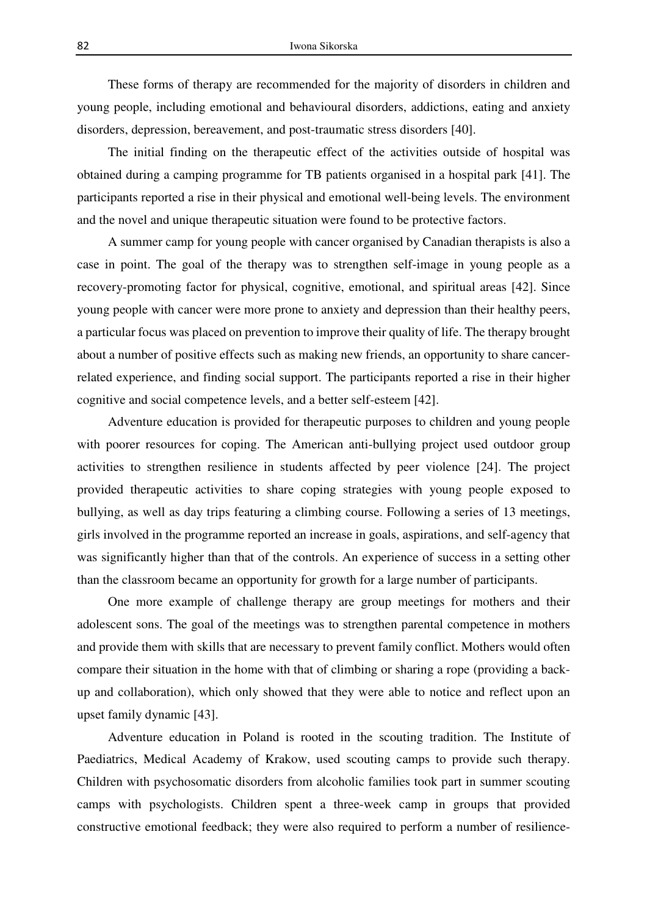These forms of therapy are recommended for the majority of disorders in children and young people, including emotional and behavioural disorders, addictions, eating and anxiety disorders, depression, bereavement, and post-traumatic stress disorders [40].

The initial finding on the therapeutic effect of the activities outside of hospital was obtained during a camping programme for TB patients organised in a hospital park [41]. The participants reported a rise in their physical and emotional well-being levels. The environment and the novel and unique therapeutic situation were found to be protective factors.

A summer camp for young people with cancer organised by Canadian therapists is also a case in point. The goal of the therapy was to strengthen self-image in young people as a recovery-promoting factor for physical, cognitive, emotional, and spiritual areas [42]. Since young people with cancer were more prone to anxiety and depression than their healthy peers, a particular focus was placed on prevention to improve their quality of life. The therapy brought about a number of positive effects such as making new friends, an opportunity to share cancer-related experience, and finding social support. The participants reported a rise in their higher cognitive and social competence levels, and a better self-esteem [42].

Adventure education is provided for therapeutic purposes to children and young people with poorer resources for coping. The American anti-bullying project used outdoor group activities to strengthen resilience in students affected by peer violence [24]. The project provided therapeutic activities to share coping strategies with young people exposed to bullying, as well as day trips featuring a climbing course. Following a series of 13 meetings, girls involved in the programme reported an increase in goals, aspirations, and self-agency that was significantly higher than that of the controls. An experience of success in a setting other than the classroom became an opportunity for growth for a large number of participants.

One more example of challenge therapy are group meetings for mothers and their adolescent sons. The goal of the meetings was to strengthen parental competence in mothers and provide them with skills that are necessary to prevent family conflict. Mothers would often compare their situation in the home with that of climbing or sharing a rope (providing a back-up and collaboration), which only showed that they were able to notice and reflect upon an upset family dynamic [43].

Adventure education in Poland is rooted in the scouting tradition. The Institute of Paediatrics, Medical Academy of Krakow, used scouting camps to provide such therapy. Children with psychosomatic disorders from alcoholic families took part in summer scouting camps with psychologists. Children spent a three-week camp in groups that provided constructive emotional feedback; they were also required to perform a number of resilience-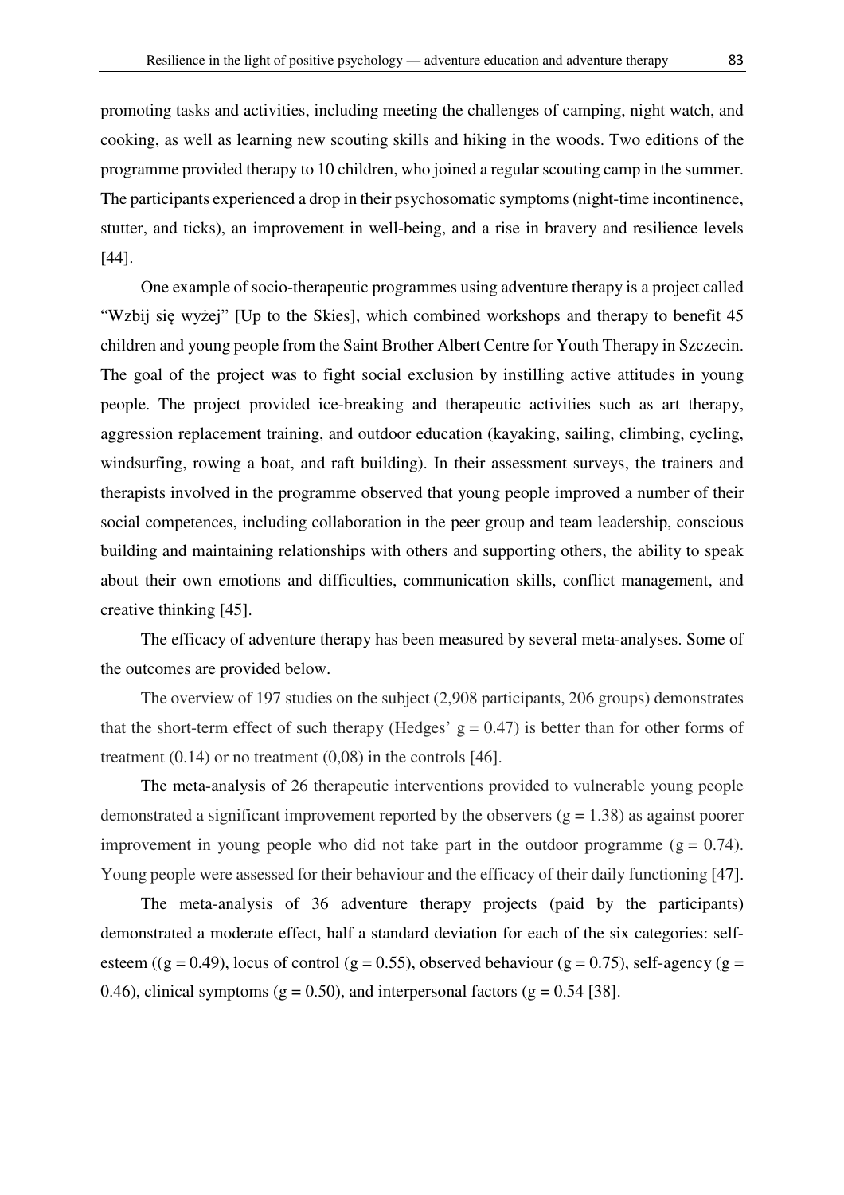promoting tasks and activities, including meeting the challenges of camping, night watch, and cooking, as well as learning new scouting skills and hiking in the woods. Two editions of the programme provided therapy to 10 children, who joined a regular scouting camp in the summer. The participants experienced a drop in their psychosomatic symptoms (night-time incontinence, stutter, and ticks), an improvement in well-being, and a rise in bravery and resilience levels [44].

One example of socio-therapeutic programmes using adventure therapy is a project called "Wzbij się wyżej" [Up to the Skies], which combined workshops and therapy to benefit 45 children and young people from the Saint Brother Albert Centre for Youth Therapy in Szczecin. The goal of the project was to fight social exclusion by instilling active attitudes in young people. The project provided ice-breaking and therapeutic activities such as art therapy, aggression replacement training, and outdoor education (kayaking, sailing, climbing, cycling, windsurfing, rowing a boat, and raft building). In their assessment surveys, the trainers and therapists involved in the programme observed that young people improved a number of their social competences, including collaboration in the peer group and team leadership, conscious building and maintaining relationships with others and supporting others, the ability to speak about their own emotions and difficulties, communication skills, conflict management, and creative thinking [45].

The efficacy of adventure therapy has been measured by several meta-analyses. Some of the outcomes are provided below.

The overview of 197 studies on the subject (2,908 participants, 206 groups) demonstrates that the short-term effect of such therapy (Hedges' $g = 0.47$) is better than for other forms of treatment (0.14) or no treatment (0,08) in the controls [46].

The meta-analysis of 26 therapeutic interventions provided to vulnerable young people demonstrated a significant improvement reported by the observers ($g = 1.38$) as against poorer improvement in young people who did not take part in the outdoor programme ($g = 0.74$). Young people were assessed for their behaviour and the efficacy of their daily functioning [47].

The meta-analysis of 36 adventure therapy projects (paid by the participants) demonstrated a moderate effect, half a standard deviation for each of the six categories: self-esteem (($g = 0.49$), locus of control ($g = 0.55$), observed behaviour ($g = 0.75$), self-agency ($g = 0.46$), clinical symptoms ($g = 0.50$), and interpersonal factors ($g = 0.54$ [38].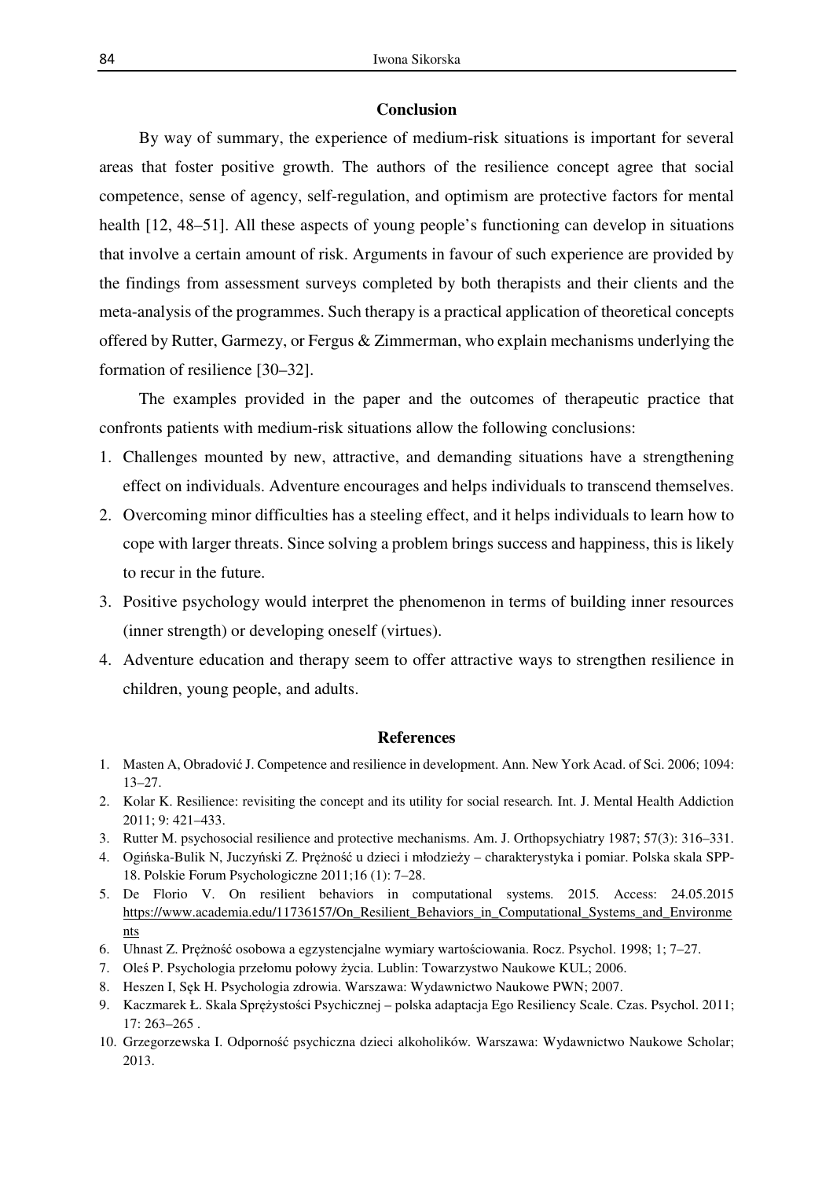## Conclusion

By way of summary, the experience of medium-risk situations is important for several areas that foster positive growth. The authors of the resilience concept agree that social competence, sense of agency, self-regulation, and optimism are protective factors for mental health [12, 48–51]. All these aspects of young people's functioning can develop in situations that involve a certain amount of risk. Arguments in favour of such experience are provided by the findings from assessment surveys completed by both therapists and their clients and the meta-analysis of the programmes. Such therapy is a practical application of theoretical concepts offered by Rutter, Garmezy, or Fergus & Zimmerman, who explain mechanisms underlying the formation of resilience [30–32].

The examples provided in the paper and the outcomes of therapeutic practice that confronts patients with medium-risk situations allow the following conclusions:

1. Challenges mounted by new, attractive, and demanding situations have a strengthening effect on individuals. Adventure encourages and helps individuals to transcend themselves.
2. Overcoming minor difficulties has a steeling effect, and it helps individuals to learn how to cope with larger threats. Since solving a problem brings success and happiness, this is likely to recur in the future.
3. Positive psychology would interpret the phenomenon in terms of building inner resources (inner strength) or developing oneself (virtues).
4. Adventure education and therapy seem to offer attractive ways to strengthen resilience in children, young people, and adults.

## References

1. Masten A, Obradović J. Competence and resilience in development. Ann. New York Acad. of Sci. 2006; 1094: 13–27.
2. Kolar K. Resilience: revisiting the concept and its utility for social research. Int. J. Mental Health Addiction 2011; 9: 421–433.
3. Rutter M. psychosocial resilience and protective mechanisms. Am. J. Orthopsychiatry 1987; 57(3): 316–331.
4. Ogińska-Bulik N, Juczyński Z. Prężność u dzieci i młodzieży – charakterystyka i pomiar. Polska skala SPP-18. Polskie Forum Psychologiczne 2011;16 (1): 7–28.
5. De Florio V. On resilient behaviors in computational systems. 2015. Access: 24.05.2015 https://www.academia.edu/11736157/On_Resilient_Behaviors_in_Computational_Systems_and_Environments
6. Uhnast Z. Prężność osobowa a egzystencjalne wymiary wartościowania. Rocz. Psychol. 1998; 1; 7–27.
7. Oleś P. Psychologia przełomu połowy życia. Lublin: Towarzystwo Naukowe KUL; 2006.
8. Heszen I, Sęk H. Psychologia zdrowia. Warszawa: Wydawnictwo Naukowe PWN; 2007.
9. Kaczmarek Ł. Skala Sprężystości Psychicznej – polska adaptacja Ego Resiliency Scale. Czas. Psychol. 2011; 17: 263–265 .
10. Grzegorzewska I. Odporność psychiczna dzieci alkoholików. Warszawa: Wydawnictwo Naukowe Scholar; 2013.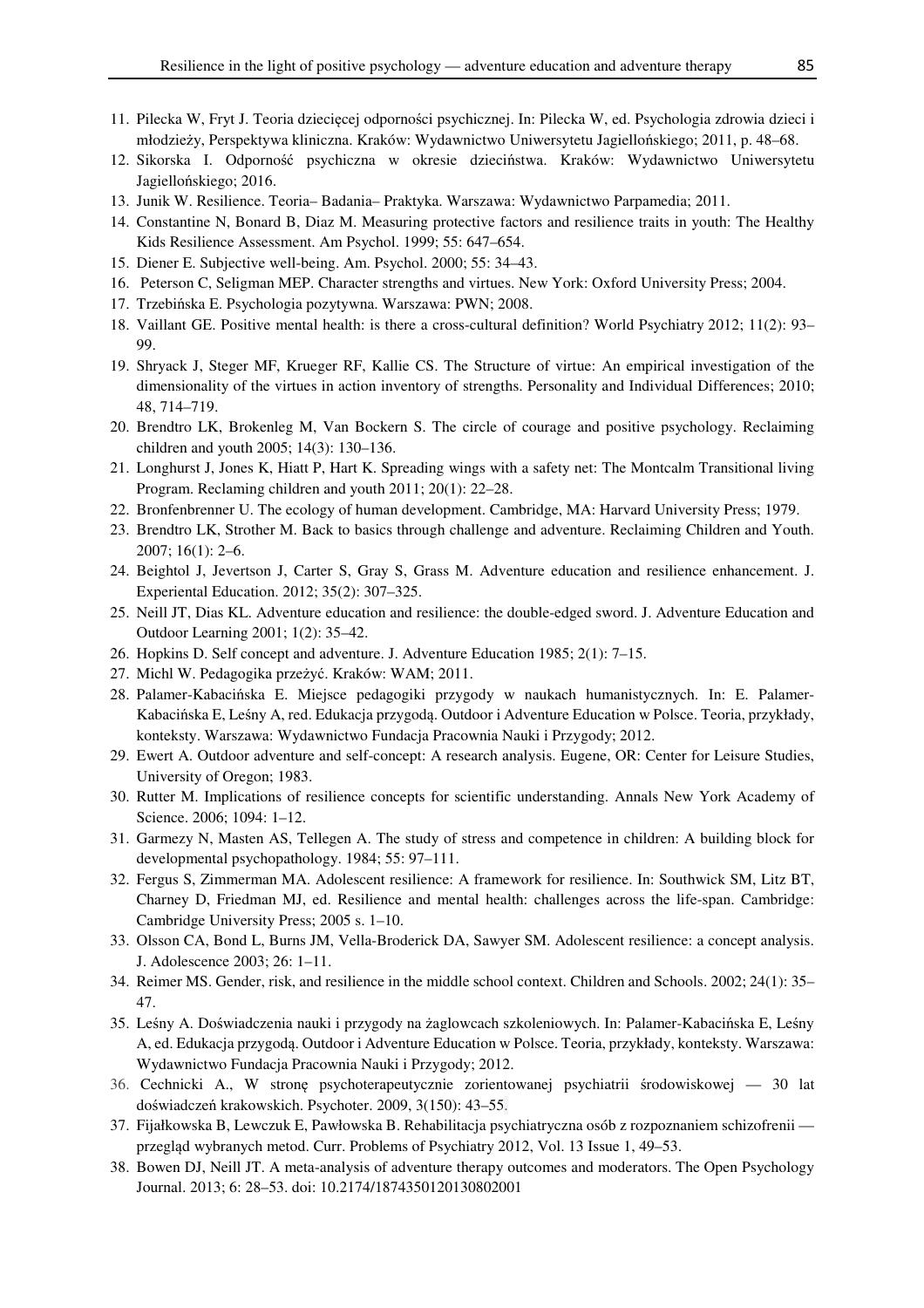11. Pilecka W, Fryt J. Teoria dziecięcej odporności psychicznej. In: Pilecka W, ed. Psychologia zdrowia dzieci i młodzieży, Perspektywa kliniczna. Kraków: Wydawnictwo Uniwersytetu Jagiellońskiego; 2011, p. 48–68.
12. Sikorska I. Odporność psychiczna w okresie dzieciństwa. Kraków: Wydawnictwo Uniwersytetu Jagiellońskiego; 2016.
13. Junik W. Resilience. Teoria– Badania– Praktyka. Warszawa: Wydawnictwo Parpamedia; 2011.
14. Constantine N, Bonard B, Diaz M. Measuring protective factors and resilience traits in youth: The Healthy Kids Resilience Assessment. Am Psychol. 1999; 55: 647–654.
15. Diener E. Subjective well-being. Am. Psychol. 2000; 55: 34–43.
16. Peterson C, Seligman MEP. Character strengths and virtues. New York: Oxford University Press; 2004.
17. Trzebińska E. Psychologia pozytywna. Warszawa: PWN; 2008.
18. Vaillant GE. Positive mental health: is there a cross-cultural definition? World Psychiatry 2012; 11(2): 93–99.
19. Shryack J, Steger MF, Krueger RF, Kallie CS. The Structure of virtue: An empirical investigation of the dimensionality of the virtues in action inventory of strengths. Personality and Individual Differences; 2010; 48, 714–719.
20. Brendtro LK, Brokenleg M, Van Bockern S. The circle of courage and positive psychology. Reclaiming children and youth 2005; 14(3): 130–136.
21. Longhurst J, Jones K, Hiatt P, Hart K. Spreading wings with a safety net: The Montcalm Transitional living Program. Reclaming children and youth 2011; 20(1): 22–28.
22. Bronfenbrenner U. The ecology of human development. Cambridge, MA: Harvard University Press; 1979.
23. Brendtro LK, Strother M. Back to basics through challenge and adventure. Reclaiming Children and Youth. 2007; 16(1): 2–6.
24. Beightol J, Jevertson J, Carter S, Gray S, Grass M. Adventure education and resilience enhancement. J. Experiental Education. 2012; 35(2): 307–325.
25. Neill JT, Dias KL. Adventure education and resilience: the double-edged sword. J. Adventure Education and Outdoor Learning 2001; 1(2): 35–42.
26. Hopkins D. Self concept and adventure. J. Adventure Education 1985; 2(1): 7–15.
27. Michl W. Pedagogika przeżyć. Kraków: WAM; 2011.
28. Palamer-Kabacińska E. Miejsce pedagogiki przygody w naukach humanistycznych. In: E. Palamer-Kabacińska E, Leśny A, red. Edukacja przygodą. Outdoor i Adventure Education w Polsce. Teoria, przykłady, konteksty. Warszawa: Wydawnictwo Fundacja Pracownia Nauki i Przygody; 2012.
29. Ewert A. Outdoor adventure and self-concept: A research analysis. Eugene, OR: Center for Leisure Studies, University of Oregon; 1983.
30. Rutter M. Implications of resilience concepts for scientific understanding. Annals New York Academy of Science. 2006; 1094: 1–12.
31. Garmezy N, Masten AS, Tellegen A. The study of stress and competence in children: A building block for developmental psychopathology. 1984; 55: 97–111.
32. Fergus S, Zimmerman MA. Adolescent resilience: A framework for resilience. In: Southwick SM, Litz BT, Charney D, Friedman MJ, ed. Resilience and mental health: challenges across the life-span. Cambridge: Cambridge University Press; 2005 s. 1–10.
33. Olsson CA, Bond L, Burns JM, Vella-Broderick DA, Sawyer SM. Adolescent resilience: a concept analysis. J. Adolescence 2003; 26: 1–11.
34. Reimer MS. Gender, risk, and resilience in the middle school context. Children and Schools. 2002; 24(1): 35–47.
35. Leśny A. Doświadczenia nauki i przygody na żaglowcach szkoleniowych. In: Palamer-Kabacińska E, Leśny A, ed. Edukacja przygodą. Outdoor i Adventure Education w Polsce. Teoria, przykłady, konteksty. Warszawa: Wydawnictwo Fundacja Pracownia Nauki i Przygody; 2012.
36. Cechnicki A., W stronę psychoterapeutycznie zorientowanej psychiatrii środowiskowej — 30 lat doświadczeń krakowskich. Psychoter. 2009, 3(150): 43–55.
37. Fijałkowska B, Lewczuk E, Pawłowska B. Rehabilitacja psychiatryczna osób z rozpoznaniem schizofrenii — przegląd wybranych metod. Curr. Problems of Psychiatry 2012, Vol. 13 Issue 1, 49–53.
38. Bowen DJ, Neill JT. A meta-analysis of adventure therapy outcomes and moderators. The Open Psychology Journal. 2013; 6: 28–53. doi: 10.2174/1874350120130802001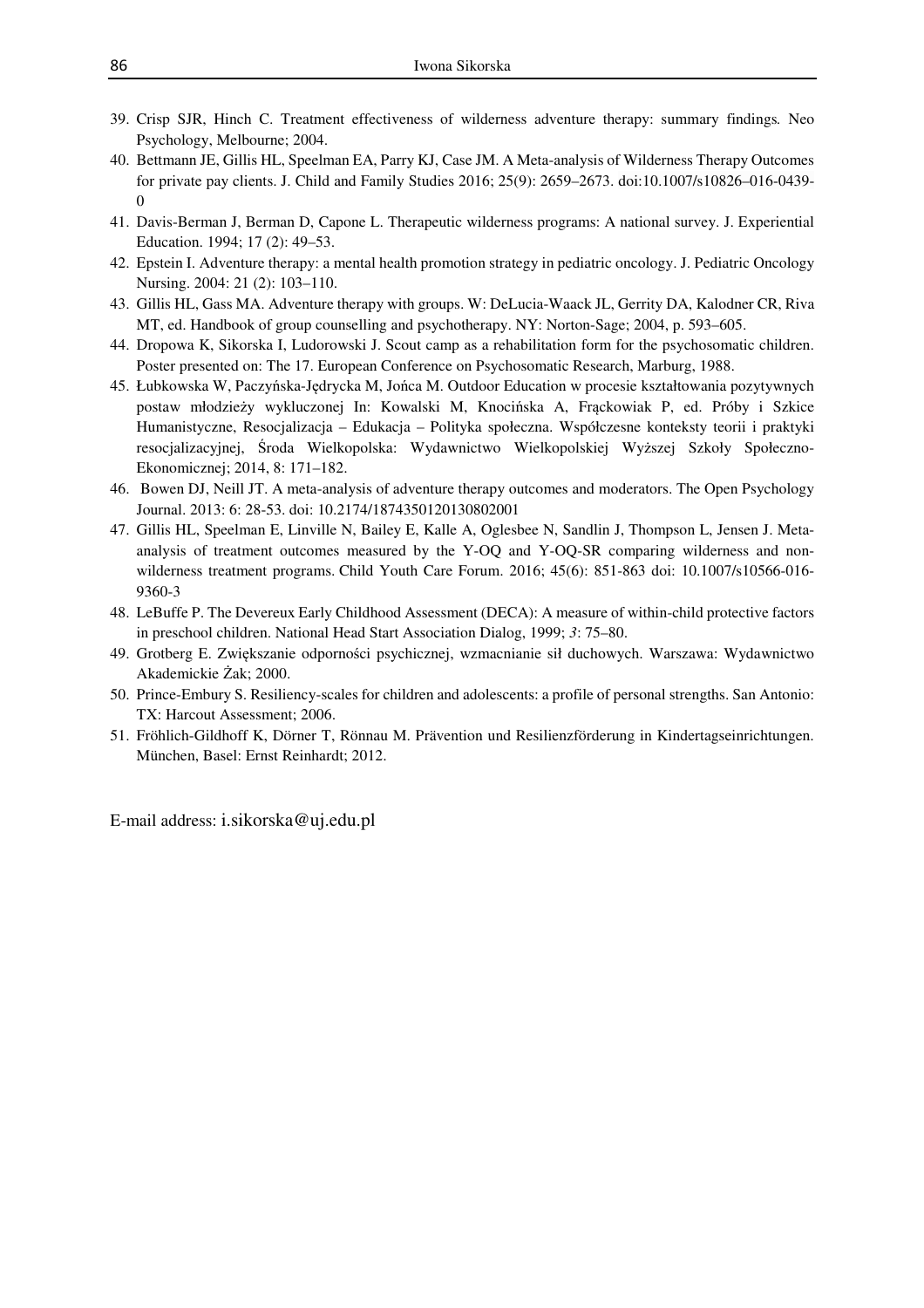39. Crisp SJR, Hinch C. Treatment effectiveness of wilderness adventure therapy: summary findings*.* Neo Psychology, Melbourne; 2004.
40. Bettmann JE, Gillis HL, Speelman EA, Parry KJ, Case JM. A Meta-analysis of Wilderness Therapy Outcomes for private pay clients. J. Child and Family Studies 2016; 25(9): 2659–2673. doi:10.1007/s10826–016-0439-0
41. Davis-Berman J, Berman D, Capone L. Therapeutic wilderness programs: A national survey. J. Experiential Education. 1994; 17 (2): 49–53.
42. Epstein I. Adventure therapy: a mental health promotion strategy in pediatric oncology. J. Pediatric Oncology Nursing. 2004: 21 (2): 103–110.
43. Gillis HL, Gass MA. Adventure therapy with groups. W: DeLucia-Waack JL, Gerrity DA, Kalodner CR, Riva MT, ed. Handbook of group counselling and psychotherapy. NY: Norton-Sage; 2004, p. 593–605.
44. Dropowa K, Sikorska I, Ludorowski J. Scout camp as a rehabilitation form for the psychosomatic children. Poster presented on: The 17. European Conference on Psychosomatic Research, Marburg, 1988.
45. Łubkowska W, Paczyńska-Jędrycka M, Jońca M. Outdoor Education w procesie kształtowania pozytywnych postaw młodzieży wykluczonej In: Kowalski M, Knocińska A, Frąckowiak P, ed. Próby i Szkice Humanistyczne, Resocjalizacja – Edukacja – Polityka społeczna. Współczesne konteksty teorii i praktyki resocjalizacyjnej, Środa Wielkopolska: Wydawnictwo Wielkopolskiej Wyższej Szkoły Społeczno-Ekonomicznej; 2014, 8: 171–182.
46. Bowen DJ, Neill JT. A meta-analysis of adventure therapy outcomes and moderators. The Open Psychology Journal. 2013: 6: 28-53. doi: 10.2174/1874350120130802001
47. Gillis HL, Speelman E, Linville N, Bailey E, Kalle A, Oglesbee N, Sandlin J, Thompson L, Jensen J. Meta-analysis of treatment outcomes measured by the Y-OQ and Y-OQ-SR comparing wilderness and non-wilderness treatment programs. Child Youth Care Forum. 2016; 45(6): 851-863 doi: 10.1007/s10566-016-9360-3
48. LeBuffe P. The Devereux Early Childhood Assessment (DECA): A measure of within-child protective factors in preschool children. National Head Start Association Dialog, 1999; *3*: 75–80.
49. Grotberg E. Zwiększanie odporności psychicznej, wzmacnianie sił duchowych. Warszawa: Wydawnictwo Akademickie Żak; 2000.
50. Prince-Embury S. Resiliency-scales for children and adolescents: a profile of personal strengths. San Antonio: TX: Harcout Assessment; 2006.
51. Fröhlich-Gildhoff K, Dörner T, Rönnau M. Prävention und Resilienzförderung in Kindertagseinrichtungen. München, Basel: Ernst Reinhardt; 2012.

E-mail address: i.sikorska@uj.edu.pl